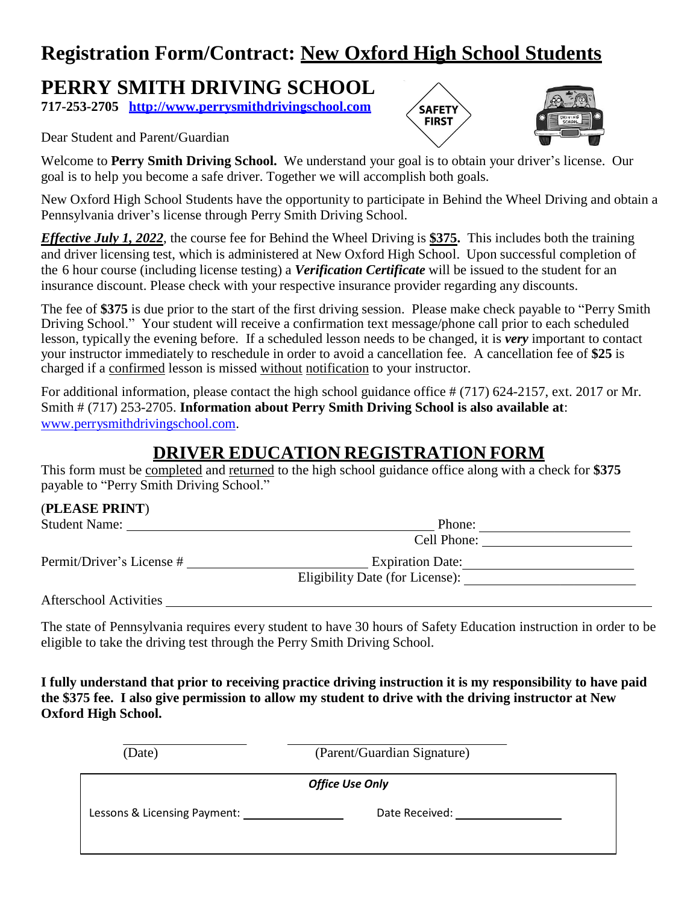# Registration Form/Contract: New Oxford High School Students

## PERRY SMITH DRIVING SCHOOL

**717-253-2705 http://www.perrysmithdrivingschool.com**

Dear Student and Parent/Guardian

Welcome to **Perry Smith Driving School.** We understand your goal is to obtain your driver's license. Our goal is to help you become a safe driver. Together we will accomplish both goals.

New Oxford High School Students have the opportunity to participate in Behind the Wheel Driving and obtain a Pennsylvania driver's license through Perry Smith Driving School.

***Effective July 1, 2022***, the course fee for Behind the Wheel Driving is **$375.** This includes both the training and driver licensing test, which is administered at New Oxford High School. Upon successful completion of the 6 hour course (including license testing) a ***Verification Certificate*** will be issued to the student for an insurance discount. Please check with your respective insurance provider regarding any discounts.

The fee of **$375** is due prior to the start of the first driving session. Please make check payable to "Perry Smith Driving School." Your student will receive a confirmation text message/phone call prior to each scheduled lesson, typically the evening before. If a scheduled lesson needs to be changed, it is ***very*** important to contact your instructor immediately to reschedule in order to avoid a cancellation fee. A cancellation fee of **$25** is charged if a confirmed lesson is missed without notification to your instructor.

For additional information, please contact the high school guidance office # (717) 624-2157, ext. 2017 or Mr. Smith # (717) 253-2705. **Information about Perry Smith Driving School is also available at**: www.perrysmithdrivingschool.com.

## DRIVER EDUCATION REGISTRATION FORM

This form must be completed and returned to the high school guidance office along with a check for **$375** payable to "Perry Smith Driving School."

(**PLEASE PRINT**)

Student Name: ______________________________ Phone: ____________________

Cell Phone: ____________________

Permit/Driver's License # ____________________ Expiration Date: ____________________

Eligibility Date (for License): ____________________

Afterschool Activities ____________________________________________________________

The state of Pennsylvania requires every student to have 30 hours of Safety Education instruction in order to be eligible to take the driving test through the Perry Smith Driving School.

**I fully understand that prior to receiving practice driving instruction it is my responsibility to have paid the $375 fee. I also give permission to allow my student to drive with the driving instructor at New Oxford High School.**

____________________ ______________________________

(Date) (Parent/Guardian Signature)

***Office Use Only***

Lessons & Licensing Payment: ____________________ Date Received: ____________________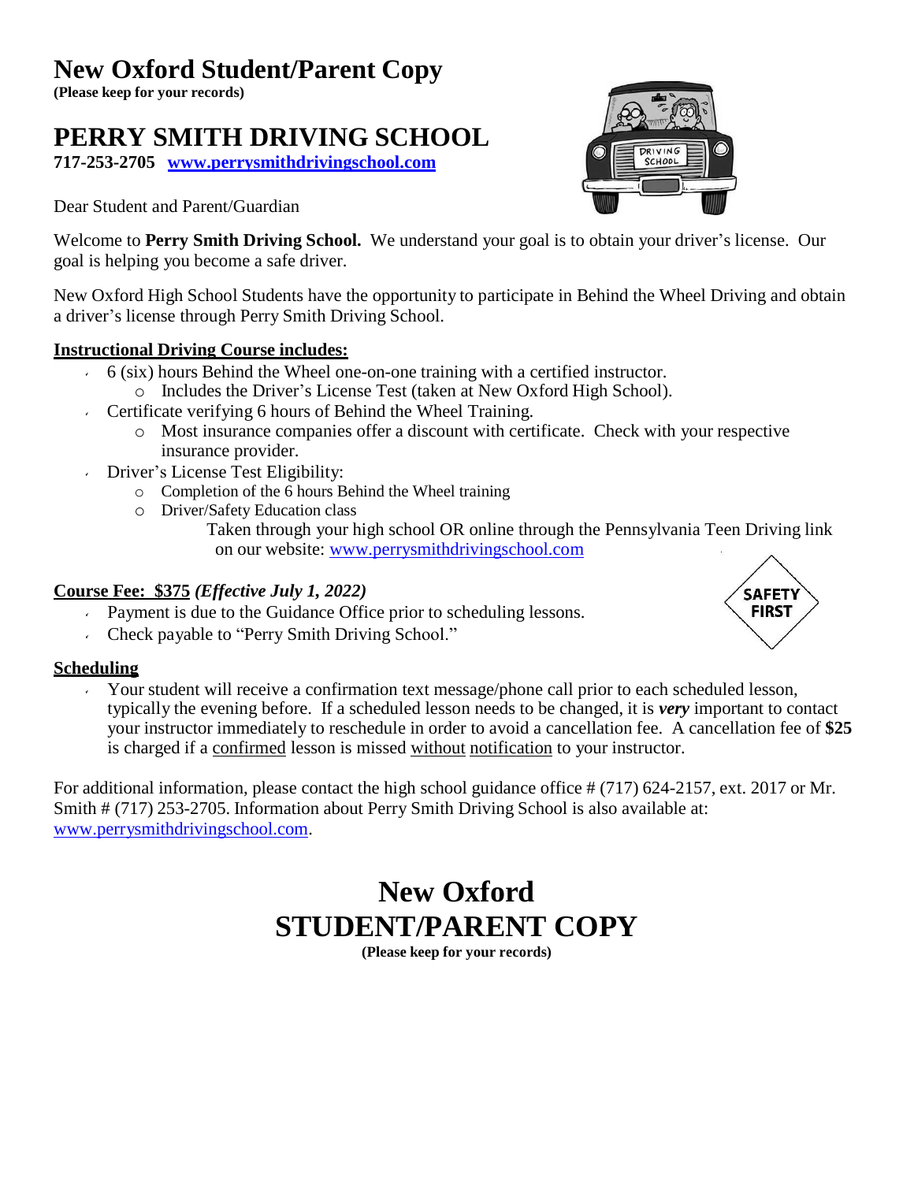# New Oxford Student/Parent Copy

**(Please keep for your records)**

# PERRY SMITH DRIVING SCHOOL

**717-253-2705 [www.perrysmithdrivingschool.com](http://www.perrysmithdrivingschool.com)**

Dear Student and Parent/Guardian

Welcome to **Perry Smith Driving School.** We understand your goal is to obtain your driver's license. Our goal is helping you become a safe driver.

New Oxford High School Students have the opportunity to participate in Behind the Wheel Driving and obtain a driver's license through Perry Smith Driving School.

**Instructional Driving Course includes:**

- 6 (six) hours Behind the Wheel one-on-one training with a certified instructor.
  - Includes the Driver's License Test (taken at New Oxford High School).
- Certificate verifying 6 hours of Behind the Wheel Training.
  - Most insurance companies offer a discount with certificate. Check with your respective insurance provider.
- Driver's License Test Eligibility:
  - Completion of the 6 hours Behind the Wheel training
  - Driver/Safety Education class

    Taken through your high school OR online through the Pennsylvania Teen Driving link on our website: www.perrysmithdrivingschool.com

**Course Fee: $375** ***(Effective July 1, 2022)***

- Payment is due to the Guidance Office prior to scheduling lessons.
- Check payable to "Perry Smith Driving School."

SAFETY FIRST

**Scheduling**

- Your student will receive a confirmation text message/phone call prior to each scheduled lesson, typically the evening before. If a scheduled lesson needs to be changed, it is ***very*** important to contact your instructor immediately to reschedule in order to avoid a cancellation fee. A cancellation fee of **$25** is charged if a confirmed lesson is missed without notification to your instructor.

For additional information, please contact the high school guidance office # (717) 624-2157, ext. 2017 or Mr. Smith # (717) 253-2705. Information about Perry Smith Driving School is also available at: www.perrysmithdrivingschool.com.

# New Oxford
# STUDENT/PARENT COPY

**(Please keep for your records)**